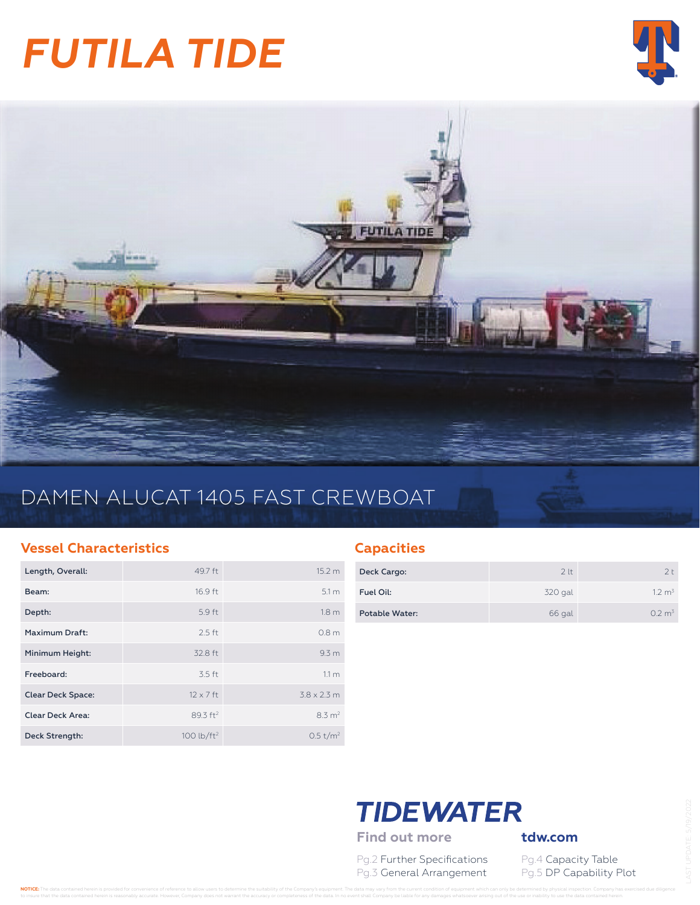# FUTILA TIDE

## DAMEN ALUCAT 1405 FAST CREWBOAT

### Vessel Characteristics

| | | |
|---|---|---|
| Length, Overall: | 49.7 ft | 15.2 m |
| Beam: | 16.9 ft | 5.1 m |
| Depth: | 5.9 ft | 1.8 m |
| Maximum Draft: | 2.5 ft | 0.8 m |
| Minimum Height: | 32.8 ft | 9.3 m |
| Freeboard: | 3.5 ft | 1.1 m |
| Clear Deck Space: | 12 x 7 ft | 3.8 x 2.3 m |
| Clear Deck Area: | 89.3 $ft^2$ | 8.3 $m^2$ |
| Deck Strength: | 100 $lb/ft^2$ | 0.5 $t/m^2$ |

### Capacities

| | | |
|---|---|---|
| Deck Cargo: | 2 lt | 2 t |
| Fuel Oil: | 320 gal | 1.2 $m^3$ |
| Potable Water: | 66 gal | 0.2 $m^3$ |

**TIDEWATER**

**Find out more** **tdw.com**

Pg.2 Further Specifications
Pg.3 General Arrangement
Pg.4 Capacity Table
Pg.5 DP Capability Plot

LAST UPDATE: 5/19/2022

**NOTICE:** The data contained herein is provided for convenience of reference to allow users to determine the suitability of the Company's equipment. The data may vary from the current condition of equipment which can only be determined by physical inspection. Company has exercised due diligence to insure that the data contained herein is reasonably accurate. However, Company does not warrant the accuracy or completeness of the data. In no event shall Company be liable for any damages whatsoever arising out of the use or inability to use the data contained herein.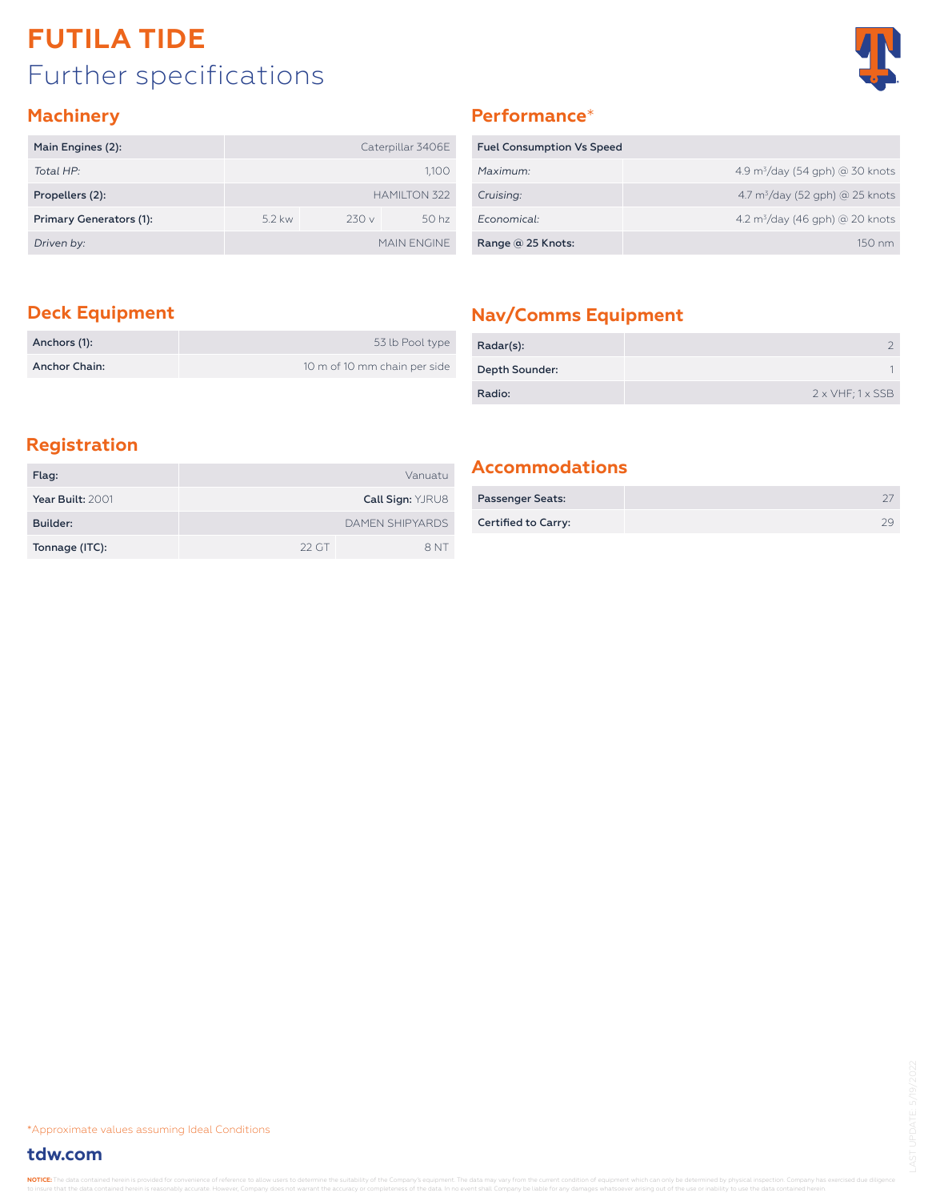# FUTILA TIDE

## Further specifications

### Machinery

| Main Engines (2): | Caterpillar 3406E | | |
|---|---|---|---|
| *Total HP:* | 1,100 | | |
| Propellers (2): | HAMILTON 322 | | |
| Primary Generators (1): | 5.2 kw | 230 v | 50 hz |
| *Driven by:* | MAIN ENGINE | | |

### Performance*

| Fuel Consumption Vs Speed | |
|---|---|
| *Maximum:* | 4.9 $m^3$/day (54 gph) @ 30 knots |
| *Cruising:* | 4.7 $m^3$/day (52 gph) @ 25 knots |
| *Economical:* | 4.2 $m^3$/day (46 gph) @ 20 knots |
| Range @ 25 Knots: | 150 nm |

### Deck Equipment

| Anchors (1): | 53 lb Pool type |
|---|---|
| Anchor Chain: | 10 m of 10 mm chain per side |

### Nav/Comms Equipment

| Radar(s): | 2 |
|---|---|
| Depth Sounder: | 1 |
| Radio: | 2 x VHF; 1 x SSB |

### Registration

| Flag: | Vanuatu | |
|---|---|---|
| **Year Built:** 2001 | **Call Sign:** YJRU8 | |
| Builder: | DAMEN SHIPYARDS | |
| Tonnage (ITC): | 22 GT | 8 NT |

### Accommodations

| Passenger Seats: | 27 |
|---|---|
| Certified to Carry: | 29 |

*Approximate values assuming Ideal Conditions

**tdw.com**

LAST UPDATE: 5/19/2022

**NOTICE:** The data contained herein is provided for convenience of reference to allow users to determine the suitability of the Company's equipment. The data may vary from the current condition of equipment which can only be determined by physical inspection. Company has exercised due diligence to insure that the data contained herein is reasonably accurate. However, Company does not warrant the accuracy or completeness of the data. In no event shall Company be liable for any damages whatsoever arising out of the use or inability to use the data contained herein.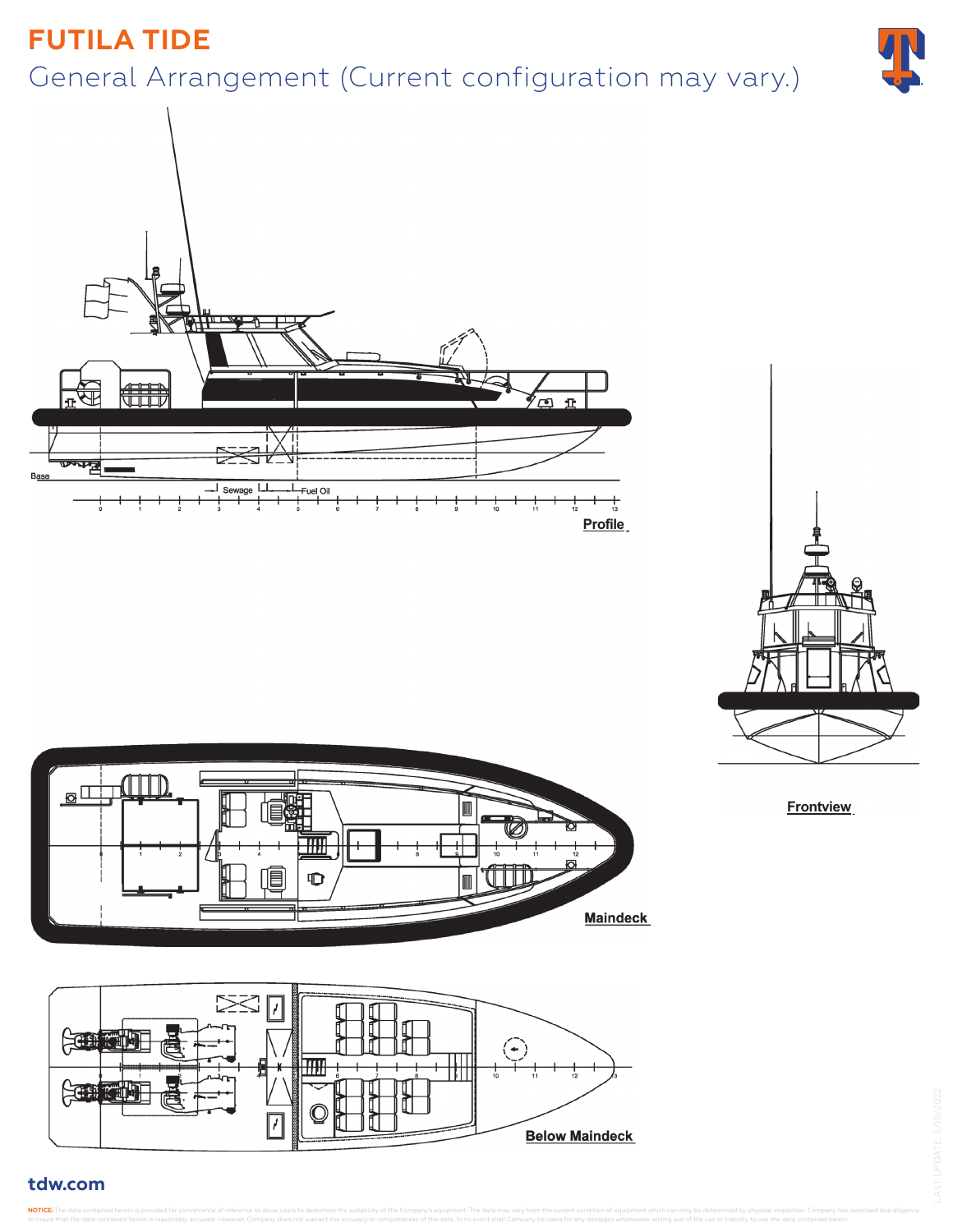# FUTILA TIDE

## General Arrangement (Current configuration may vary.)

Base

Sewage

Fuel Oil

0 1 2 3 4 5 6 7 8 9 10 11 12 13

**Profile**

**Frontview**

**Maindeck**

**Below Maindeck**

**tdw.com**

**NOTICE:** The data contained herein is provided for convenience of reference to allow users to determine the suitability of the Company's equipment. The data may vary from the current condition of equipment which can only be determined by physical inspection. Company has exercised due diligence to insure that the data contained herein is reasonably accurate. However, Company does not warrant the accuracy or completeness of the data. In no event shall Company be liable for any damages whatsoever arising out of the use or inability to use the data contained herein.

LAST UPDATE: 5/19/2022